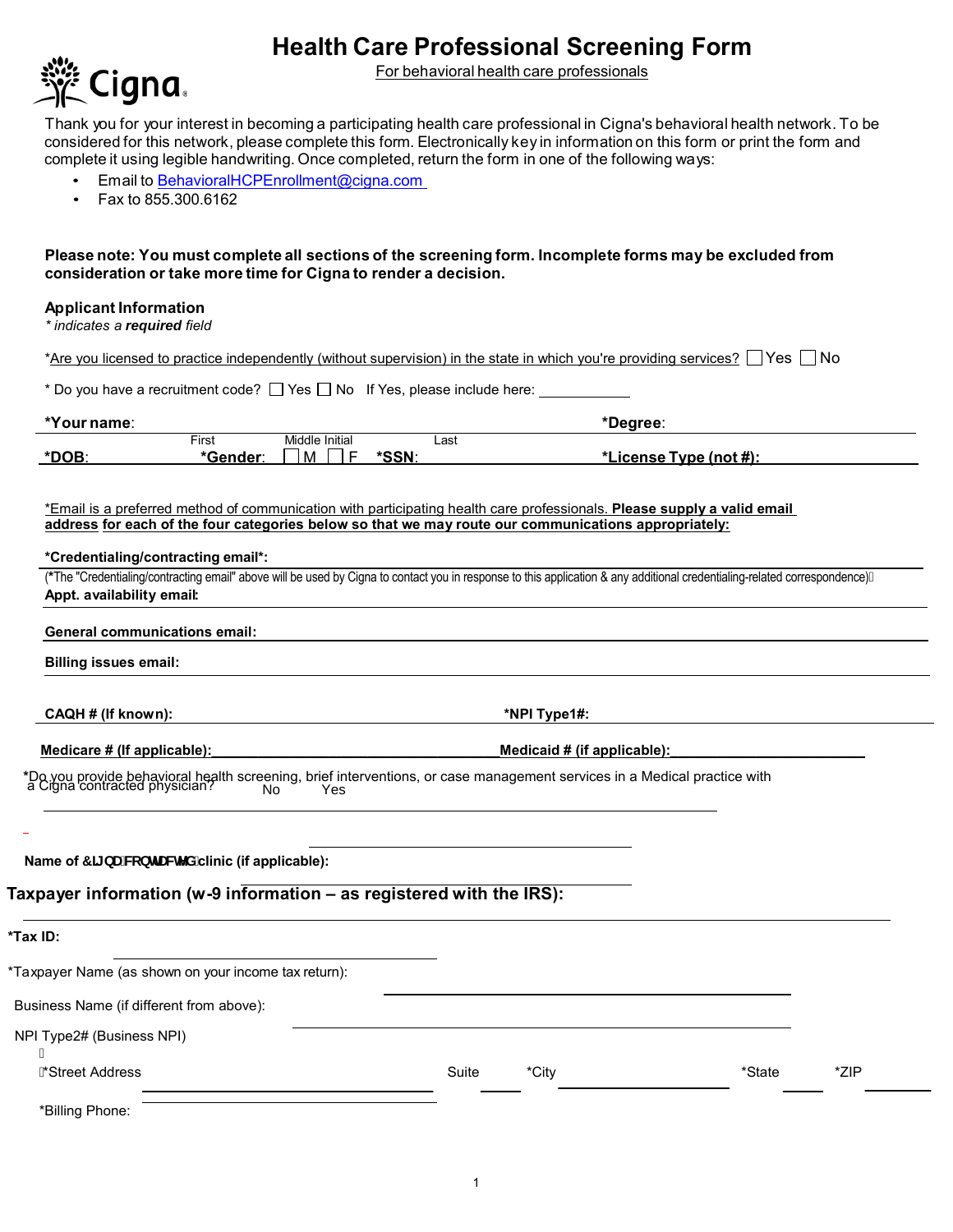# Health Care Professional Screening Form

For behavioral health care professionals

Cigna

Thank you for your interest in becoming a participating health care professional in Cigna's behavioral health network. To be considered for this network, please complete this form. Electronically key in information on this form or print the form and complete it using legible handwriting. Once completed, return the form in one of the following ways:

- Email to BehavioralHCPEnrollment@cigna.com
- Fax to 855.300.6162

**Please note: You must complete all sections of the screening form. Incomplete forms may be excluded from consideration or take more time for Cigna to render a decision.**

**Applicant Information**

*\* indicates a **required** field*

*Are you licensed to practice independently (without supervision) in the state in which you're providing services? ☐ Yes ☐ No

* Do you have a recruitment code? ☐ Yes ☐ No If Yes, please include here: ____________

**\*Your name**: First Middle Initial Last **\*Degree**:

**\*DOB**: **\*Gender**: ☐ M ☐ F **\*SSN**: **\*License Type (not #)**:

*Email is a preferred method of communication with participating health care professionals. **Please supply a valid email address for each of the four categories below so that we may route our communications appropriately:**

**\*Credentialing/contracting email\*:**

(*The "Credentialing/contracting email" above will be used by Cigna to contact you in response to this application & any additional credentialing-related correspondence)

**Appt. availability email:**

**General communications email:**

**Billing issues email:**

**CAQH # (If known):** **\*NPI Type1#:**

**Medicare # (If applicable):**____________________________________ **Medicaid # (if applicable):**________________________

*Do you provide behavioral health screening, brief interventions, or case management services in a Medical practice with a Cigna contracted physician? No Yes

**Name of Cigna contracted clinic (if applicable):**

## Taxpayer information (w-9 information – as registered with the IRS):

**\*Tax ID:**

*Taxpayer Name (as shown on your income tax return):

Business Name (if different from above):

NPI Type2# (Business NPI)

*Street Address Suite *City *State *ZIP

*Billing Phone: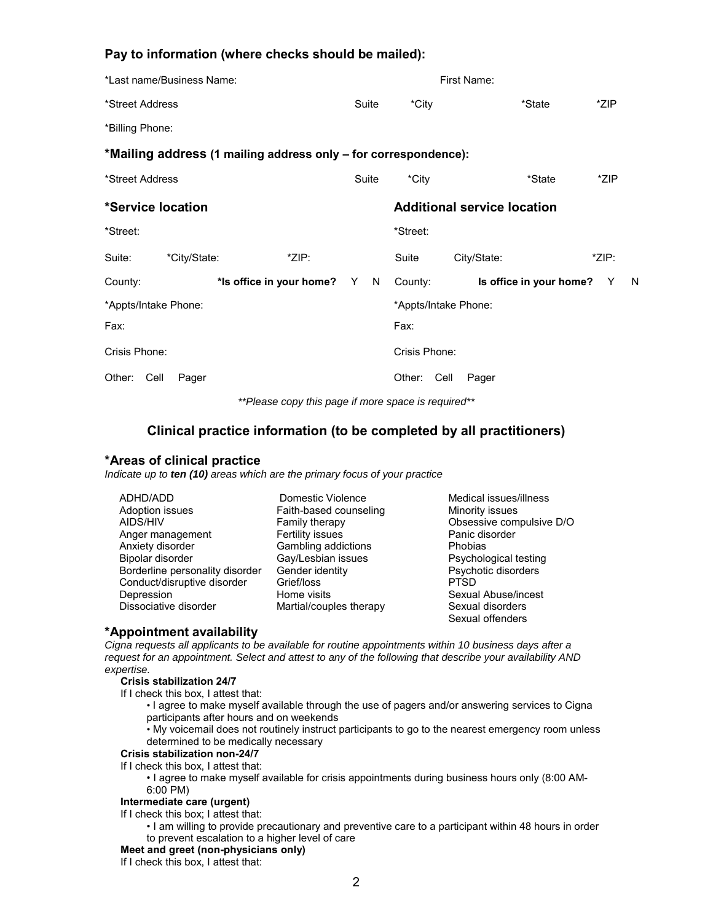### Pay to information (where checks should be mailed):

*Last name/Business Name: First Name:

*Street Address Suite *City *State *ZIP

*Billing Phone:

### *Mailing address (1 mailing address only – for correspondence):

*Street Address Suite *City *State *ZIP

| **\*Service location** | **Additional service location** |
|---|---|
| *Street: | *Street: |
| Suite: *City/State: *ZIP: | Suite City/State: *ZIP: |
| County: **\*Is office in your home?** Y N | County: **Is office in your home?** Y N |
| *Appts/Intake Phone: | *Appts/Intake Phone: |
| Fax: | Fax: |
| Crisis Phone: | Crisis Phone: |
| Other: Cell Pager | Other: Cell Pager |

*\*\*Please copy this page if more space is required\*\**

## Clinical practice information (to be completed by all practitioners)

### *Areas of clinical practice

*Indicate up to **ten (10)** areas which are the primary focus of your practice*

| | | |
|---|---|---|
| ADHD/ADD | Domestic Violence | Medical issues/illness |
| Adoption issues | Faith-based counseling | Minority issues |
| AIDS/HIV | Family therapy | Obsessive compulsive D/O |
| Anger management | Fertility issues | Panic disorder |
| Anxiety disorder | Gambling addictions | Phobias |
| Bipolar disorder | Gay/Lesbian issues | Psychological testing |
| Borderline personality disorder | Gender identity | Psychotic disorders |
| Conduct/disruptive disorder | Grief/loss | PTSD |
| Depression | Home visits | Sexual Abuse/incest |
| Dissociative disorder | Martial/couples therapy | Sexual disorders |
| | | Sexual offenders |

### *Appointment availability

*Cigna requests all applicants to be available for routine appointments within 10 business days after a request for an appointment. Select and attest to any of the following that describe your availability AND expertise.*

**Crisis stabilization 24/7**

If I check this box, I attest that:

- I agree to make myself available through the use of pagers and/or answering services to Cigna participants after hours and on weekends
- My voicemail does not routinely instruct participants to go to the nearest emergency room unless determined to be medically necessary

**Crisis stabilization non-24/7**

If I check this box, I attest that:

- I agree to make myself available for crisis appointments during business hours only (8:00 AM-6:00 PM)

**Intermediate care (urgent)**

If I check this box; I attest that:

- I am willing to provide precautionary and preventive care to a participant within 48 hours in order to prevent escalation to a higher level of care

**Meet and greet (non-physicians only)**

If I check this box, I attest that: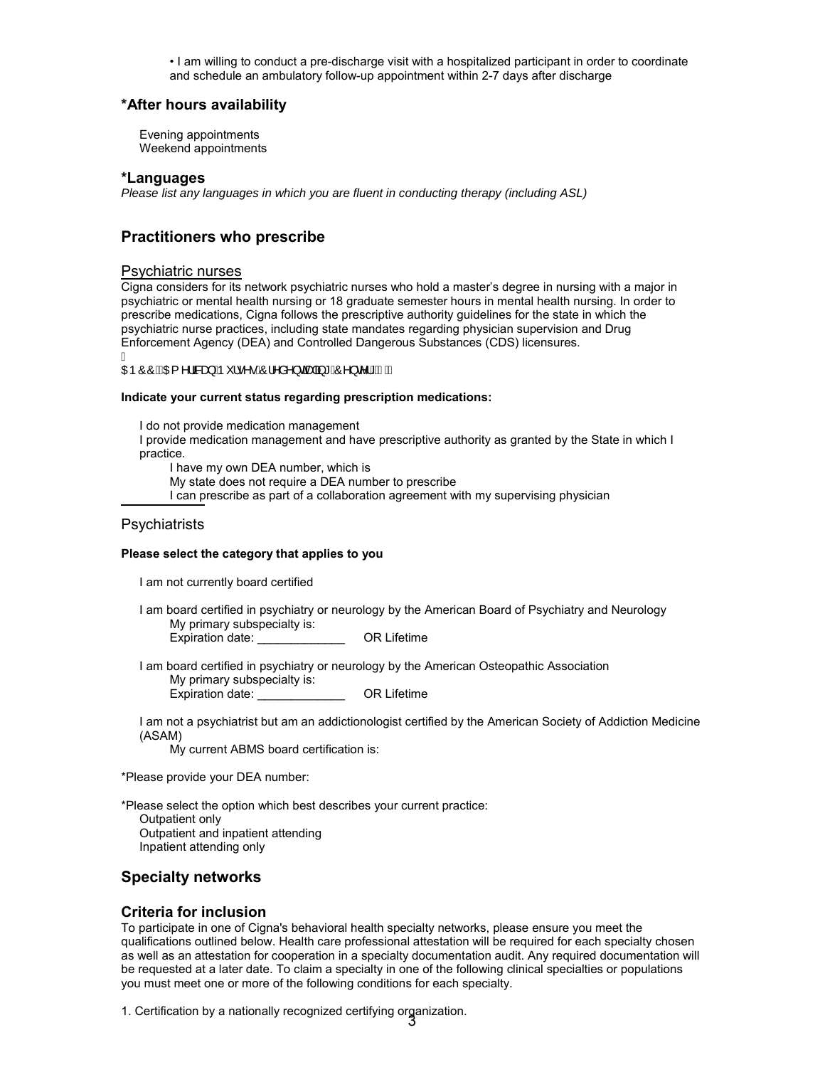• I am willing to conduct a pre-discharge visit with a hospitalized participant in order to coordinate and schedule an ambulatory follow-up appointment within 2-7 days after discharge

### *After hours availability

- Evening appointments
- Weekend appointments

### *Languages

*Please list any languages in which you are fluent in conducting therapy (including ASL)*

## Practitioners who prescribe

### Psychiatric nurses

Cigna considers for its network psychiatric nurses who hold a master's degree in nursing with a major in psychiatric or mental health nursing or 18 graduate semester hours in mental health nursing. In order to prescribe medications, Cigna follows the prescriptive authority guidelines for the state in which the psychiatric nurse practices, including state mandates regarding physician supervision and Drug Enforcement Agency (DEA) and Controlled Dangerous Substances (CDS) licensures.

ANCC – American Nurses Credentialing Center

**Indicate your current status regarding prescription medications:**

- I do not provide medication management
- I provide medication management and have prescriptive authority as granted by the State in which I practice.
  - I have my own DEA number, which is
  - My state does not require a DEA number to prescribe
  - I can prescribe as part of a collaboration agreement with my supervising physician

### Psychiatrists

**Please select the category that applies to you**

- I am not currently board certified
- I am board certified in psychiatry or neurology by the American Board of Psychiatry and Neurology
  - My primary subspecialty is:
  - Expiration date: _____________ OR Lifetime
- I am board certified in psychiatry or neurology by the American Osteopathic Association
  - My primary subspecialty is:
  - Expiration date: _____________ OR Lifetime
- I am not a psychiatrist but am an addictionologist certified by the American Society of Addiction Medicine (ASAM)
  - My current ABMS board certification is:

*Please provide your DEA number:

*Please select the option which best describes your current practice:

- Outpatient only
- Outpatient and inpatient attending
- Inpatient attending only

## Specialty networks

### Criteria for inclusion

To participate in one of Cigna's behavioral health specialty networks, please ensure you meet the qualifications outlined below. Health care professional attestation will be required for each specialty chosen as well as an attestation for cooperation in a specialty documentation audit. Any required documentation will be requested at a later date. To claim a specialty in one of the following clinical specialties or populations you must meet one or more of the following conditions for each specialty.

1. Certification by a nationally recognized certifying organization.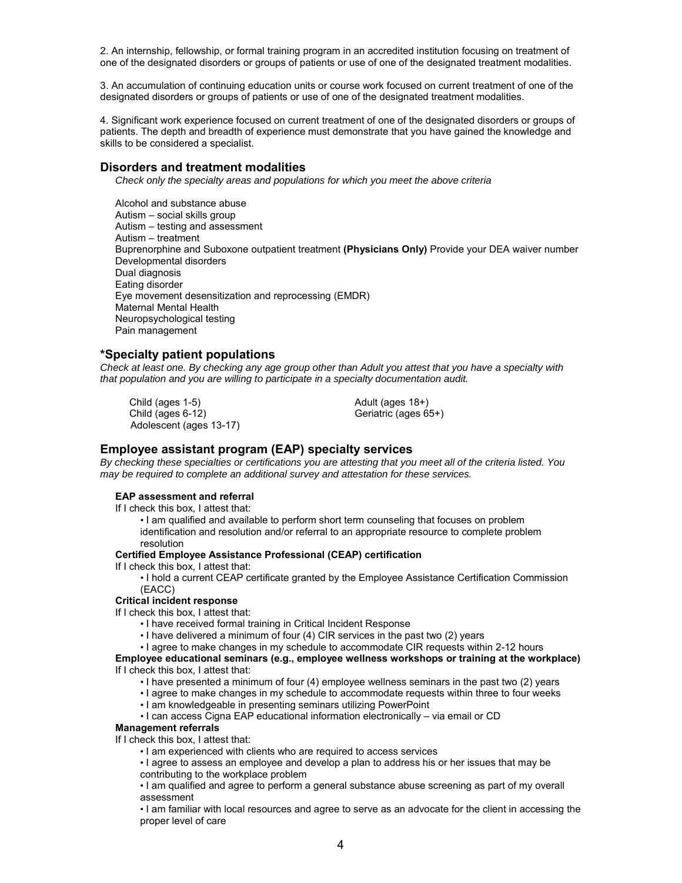2. An internship, fellowship, or formal training program in an accredited institution focusing on treatment of one of the designated disorders or groups of patients or use of one of the designated treatment modalities.

3. An accumulation of continuing education units or course work focused on current treatment of one of the designated disorders or groups of patients or use of one of the designated treatment modalities.

4. Significant work experience focused on current treatment of one of the designated disorders or groups of patients. The depth and breadth of experience must demonstrate that you have gained the knowledge and skills to be considered a specialist.

## Disorders and treatment modalities

*Check only the specialty areas and populations for which you meet the above criteria*

- Alcohol and substance abuse
- Autism – social skills group
- Autism – testing and assessment
- Autism – treatment
- Buprenorphine and Suboxone outpatient treatment **(Physicians Only)** Provide your DEA waiver number
- Developmental disorders
- Dual diagnosis
- Eating disorder
- Eye movement desensitization and reprocessing (EMDR)
- Maternal Mental Health
- Neuropsychological testing
- Pain management

## *Specialty patient populations

*Check at least one. By checking any age group other than Adult you attest that you have a specialty with that population and you are willing to participate in a specialty documentation audit.*

- Child (ages 1-5)
- Child (ages 6-12)
- Adolescent (ages 13-17)
- Adult (ages 18+)
- Geriatric (ages 65+)

## Employee assistant program (EAP) specialty services

*By checking these specialties or certifications you are attesting that you meet all of the criteria listed. You may be required to complete an additional survey and attestation for these services.*

**EAP assessment and referral**

If I check this box, I attest that:

- I am qualified and available to perform short term counseling that focuses on problem identification and resolution and/or referral to an appropriate resource to complete problem resolution

**Certified Employee Assistance Professional (CEAP) certification**

If I check this box, I attest that:

- I hold a current CEAP certificate granted by the Employee Assistance Certification Commission (EACC)

**Critical incident response**

If I check this box, I attest that:

- I have received formal training in Critical Incident Response
- I have delivered a minimum of four (4) CIR services in the past two (2) years
- I agree to make changes in my schedule to accommodate CIR requests within 2-12 hours

**Employee educational seminars (e.g., employee wellness workshops or training at the workplace)**

If I check this box, I attest that:

- I have presented a minimum of four (4) employee wellness seminars in the past two (2) years
- I agree to make changes in my schedule to accommodate requests within three to four weeks
- I am knowledgeable in presenting seminars utilizing PowerPoint
- I can access Cigna EAP educational information electronically – via email or CD

**Management referrals**

If I check this box, I attest that:

- I am experienced with clients who are required to access services
- I agree to assess an employee and develop a plan to address his or her issues that may be contributing to the workplace problem
- I am qualified and agree to perform a general substance abuse screening as part of my overall assessment
- I am familiar with local resources and agree to serve as an advocate for the client in accessing the proper level of care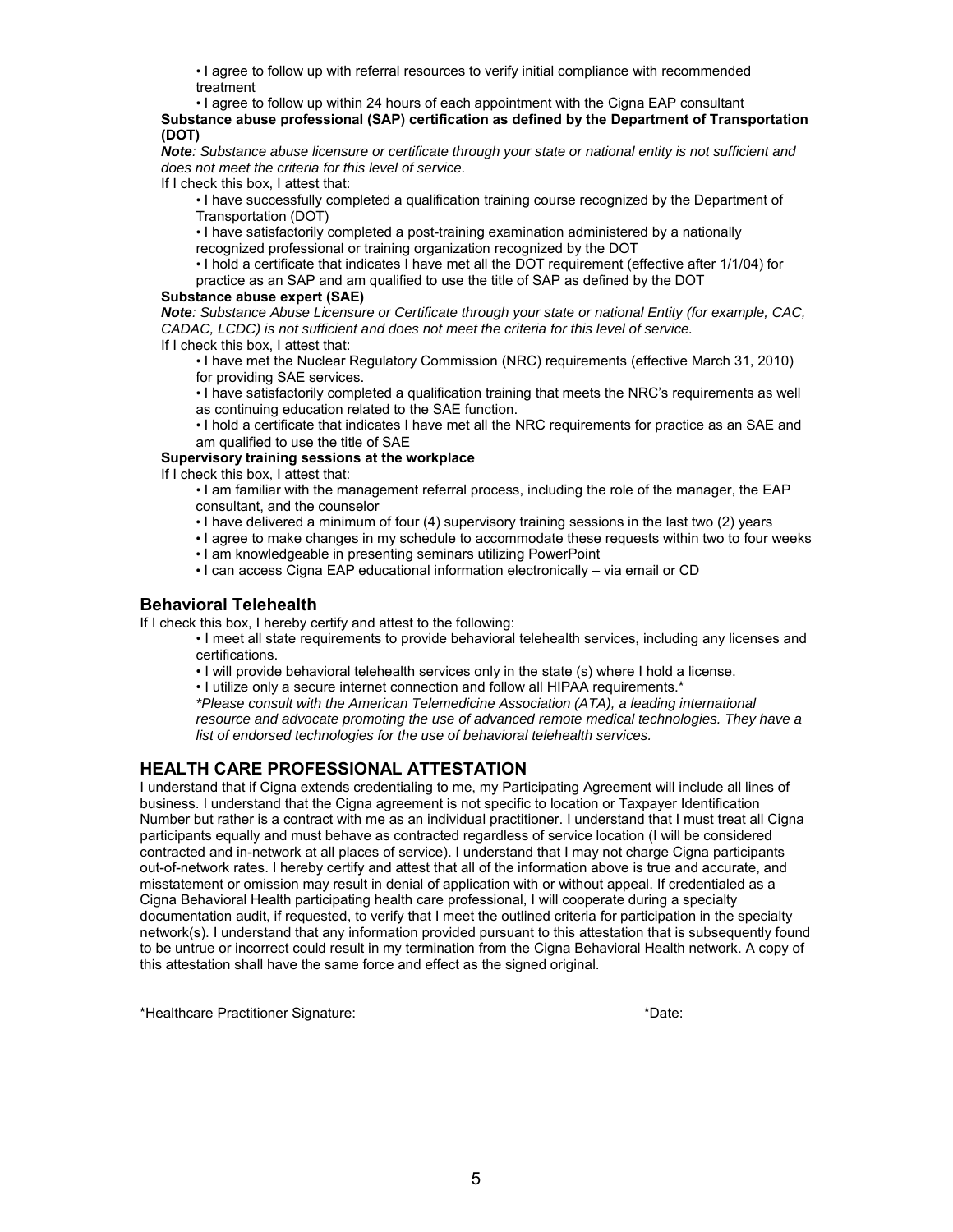- I agree to follow up with referral resources to verify initial compliance with recommended treatment
- I agree to follow up within 24 hours of each appointment with the Cigna EAP consultant

**Substance abuse professional (SAP) certification as defined by the Department of Transportation (DOT)**

***Note**: Substance abuse licensure or certificate through your state or national entity is not sufficient and does not meet the criteria for this level of service.*

If I check this box, I attest that:

- I have successfully completed a qualification training course recognized by the Department of Transportation (DOT)
- I have satisfactorily completed a post-training examination administered by a nationally recognized professional or training organization recognized by the DOT
- I hold a certificate that indicates I have met all the DOT requirement (effective after 1/1/04) for practice as an SAP and am qualified to use the title of SAP as defined by the DOT

**Substance abuse expert (SAE)**

***Note**: Substance Abuse Licensure or Certificate through your state or national Entity (for example, CAC, CADAC, LCDC) is not sufficient and does not meet the criteria for this level of service.*

If I check this box, I attest that:

- I have met the Nuclear Regulatory Commission (NRC) requirements (effective March 31, 2010) for providing SAE services.
- I have satisfactorily completed a qualification training that meets the NRC's requirements as well as continuing education related to the SAE function.
- I hold a certificate that indicates I have met all the NRC requirements for practice as an SAE and am qualified to use the title of SAE

**Supervisory training sessions at the workplace**

If I check this box, I attest that:

- I am familiar with the management referral process, including the role of the manager, the EAP consultant, and the counselor
- I have delivered a minimum of four (4) supervisory training sessions in the last two (2) years
- I agree to make changes in my schedule to accommodate these requests within two to four weeks
- I am knowledgeable in presenting seminars utilizing PowerPoint
- I can access Cigna EAP educational information electronically – via email or CD

## Behavioral Telehealth

If I check this box, I hereby certify and attest to the following:

- I meet all state requirements to provide behavioral telehealth services, including any licenses and certifications.
- I will provide behavioral telehealth services only in the state (s) where I hold a license.
- I utilize only a secure internet connection and follow all HIPAA requirements.*

*\*Please consult with the American Telemedicine Association (ATA), a leading international resource and advocate promoting the use of advanced remote medical technologies. They have a list of endorsed technologies for the use of behavioral telehealth services.*

## HEALTH CARE PROFESSIONAL ATTESTATION

I understand that if Cigna extends credentialing to me, my Participating Agreement will include all lines of business. I understand that the Cigna agreement is not specific to location or Taxpayer Identification Number but rather is a contract with me as an individual practitioner. I understand that I must treat all Cigna participants equally and must behave as contracted regardless of service location (I will be considered contracted and in-network at all places of service). I understand that I may not charge Cigna participants out-of-network rates. I hereby certify and attest that all of the information above is true and accurate, and misstatement or omission may result in denial of application with or without appeal. If credentialed as a Cigna Behavioral Health participating health care professional, I will cooperate during a specialty documentation audit, if requested, to verify that I meet the outlined criteria for participation in the specialty network(s). I understand that any information provided pursuant to this attestation that is subsequently found to be untrue or incorrect could result in my termination from the Cigna Behavioral Health network. A copy of this attestation shall have the same force and effect as the signed original.

*Healthcare Practitioner Signature: *Date: